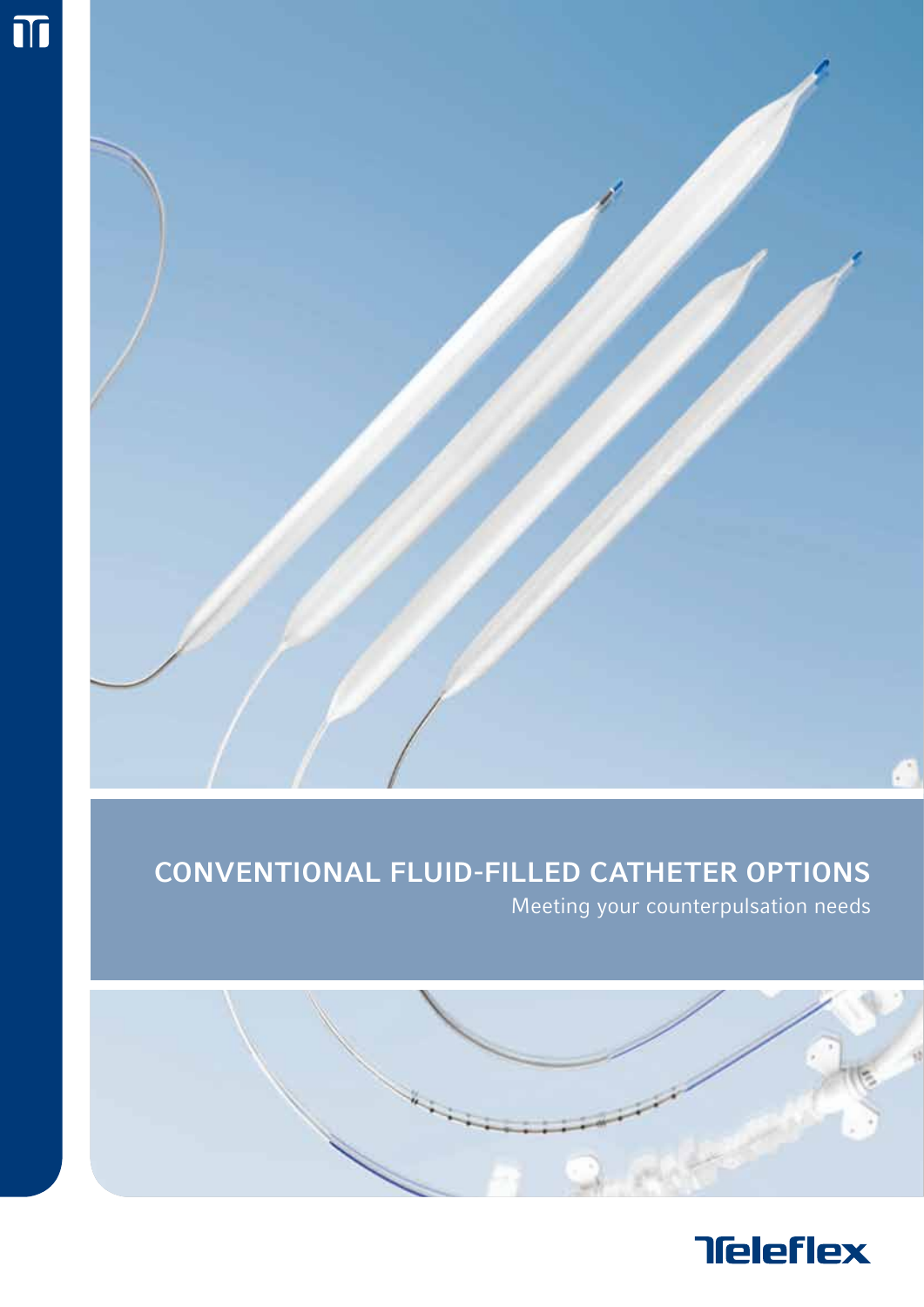# CONVENTIONAL FLUID-FILLED CATHETER OPTIONS

Meeting your counterpulsation needs

Teleflex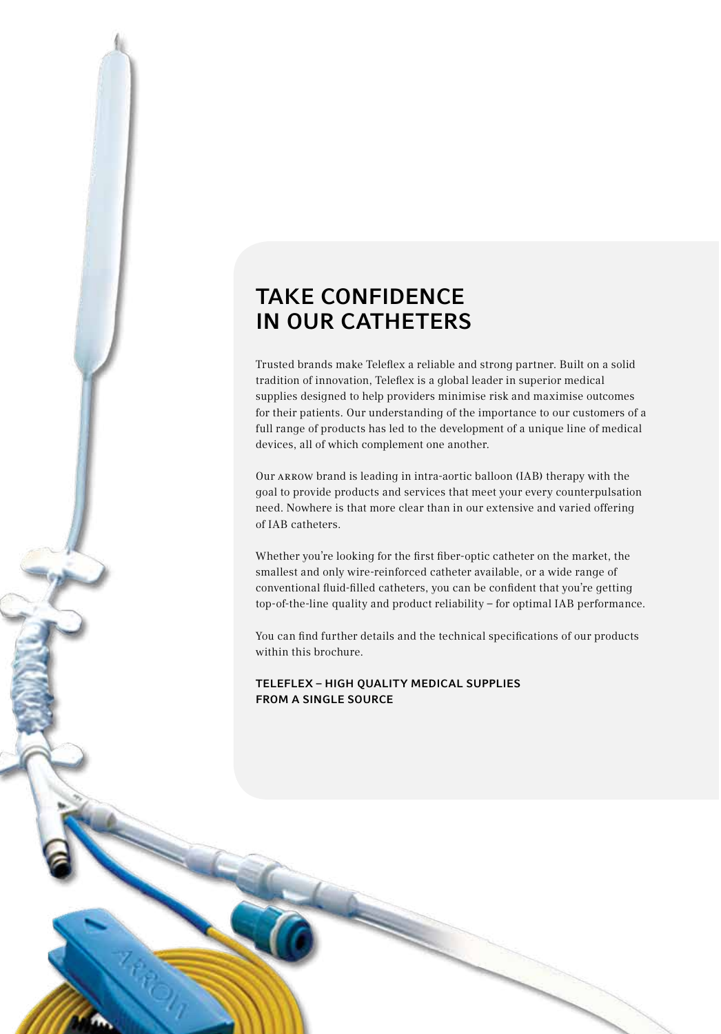# TAKE CONFIDENCE IN OUR CATHETERS

Trusted brands make Teleflex a reliable and strong partner. Built on a solid tradition of innovation, Teleflex is a global leader in superior medical supplies designed to help providers minimise risk and maximise outcomes for their patients. Our understanding of the importance to our customers of a full range of products has led to the development of a unique line of medical devices, all of which complement one another.

Our ARROW brand is leading in intra-aortic balloon (IAB) therapy with the goal to provide products and services that meet your every counterpulsation need. Nowhere is that more clear than in our extensive and varied offering of IAB catheters.

Whether you're looking for the first fiber-optic catheter on the market, the smallest and only wire-reinforced catheter available, or a wide range of conventional fluid-filled catheters, you can be confident that you're getting top-of-the-line quality and product reliability – for optimal IAB performance.

You can find further details and the technical specifications of our products within this brochure.

**TELEFLEX – HIGH QUALITY MEDICAL SUPPLIES FROM A SINGLE SOURCE**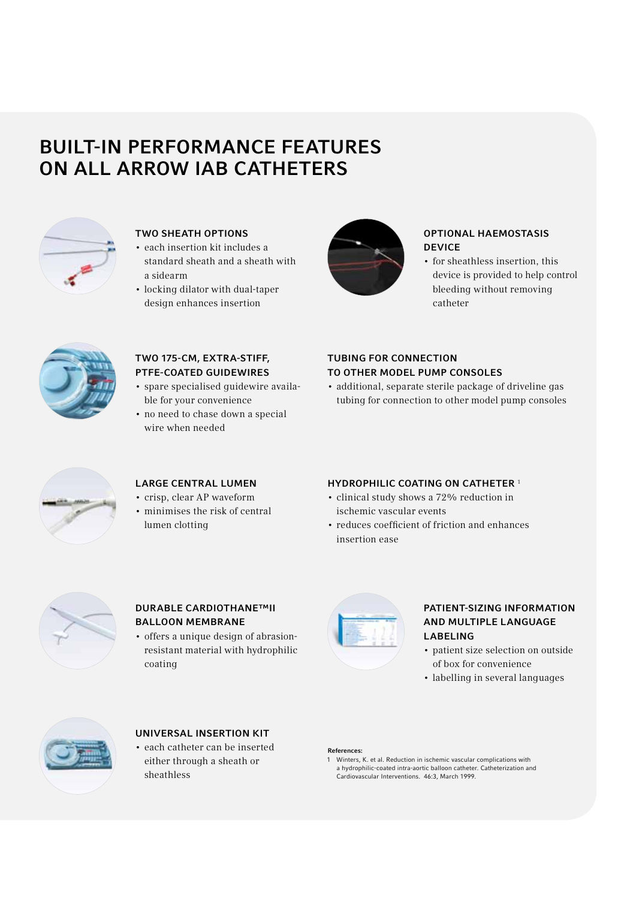# BUILT-IN PERFORMANCE FEATURES ON ALL ARROW IAB CATHETERS

### TWO SHEATH OPTIONS

- each insertion kit includes a standard sheath and a sheath with a sidearm
- locking dilator with dual-taper design enhances insertion

### OPTIONAL HAEMOSTASIS DEVICE

- for sheathless insertion, this device is provided to help control bleeding without removing catheter

### TWO 175-CM, EXTRA-STIFF, PTFE-COATED GUIDEWIRES

- spare specialised guidewire available for your convenience
- no need to chase down a special wire when needed

### TUBING FOR CONNECTION TO OTHER MODEL PUMP CONSOLES

- additional, separate sterile package of driveline gas tubing for connection to other model pump consoles

### LARGE CENTRAL LUMEN

- crisp, clear AP waveform
- minimises the risk of central lumen clotting

### HYDROPHILIC COATING ON CATHETER [1]

- clinical study shows a 72% reduction in ischemic vascular events
- reduces coefficient of friction and enhances insertion ease

### DURABLE CARDIOTHANE™II BALLOON MEMBRANE

- offers a unique design of abrasion-resistant material with hydrophilic coating

### PATIENT-SIZING INFORMATION AND MULTIPLE LANGUAGE LABELING

- patient size selection on outside of box for convenience
- labelling in several languages

### UNIVERSAL INSERTION KIT

- each catheter can be inserted either through a sheath or sheathless

**References:**

1 Winters, K. et al. Reduction in ischemic vascular complications with a hydrophilic-coated intra-aortic balloon catheter. Catheterization and Cardiovascular Interventions. 46:3, March 1999.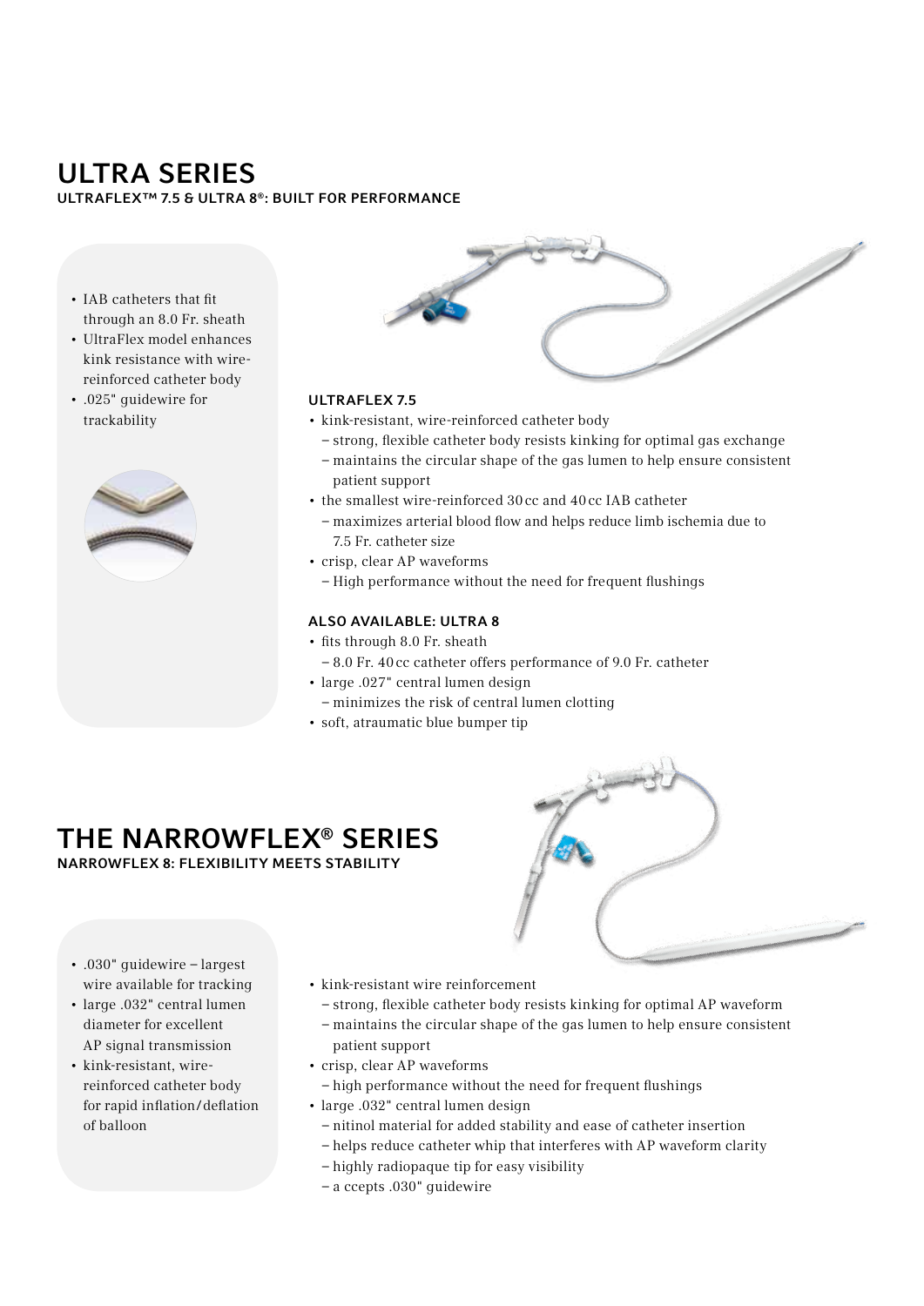# ULTRA SERIES

**ULTRAFLEX™ 7.5 & ULTRA 8®: BUILT FOR PERFORMANCE**

- IAB catheters that fit through an 8.0 Fr. sheath
- UltraFlex model enhances kink resistance with wire-reinforced catheter body
- .025" guidewire for trackability

### ULTRAFLEX 7.5

- kink-resistant, wire-reinforced catheter body
  - strong, flexible catheter body resists kinking for optimal gas exchange
  - maintains the circular shape of the gas lumen to help ensure consistent patient support
- the smallest wire-reinforced 30 cc and 40 cc IAB catheter
  - maximizes arterial blood flow and helps reduce limb ischemia due to 7.5 Fr. catheter size
- crisp, clear AP waveforms
  - High performance without the need for frequent flushings

### ALSO AVAILABLE: ULTRA 8

- fits through 8.0 Fr. sheath
  - 8.0 Fr. 40 cc catheter offers performance of 9.0 Fr. catheter
- large .027" central lumen design
  - minimizes the risk of central lumen clotting
- soft, atraumatic blue bumper tip

# THE NARROWFLEX® SERIES

**NARROWFLEX 8: FLEXIBILITY MEETS STABILITY**

- .030" guidewire – largest wire available for tracking
- large .032" central lumen diameter for excellent AP signal transmission
- kink-resistant, wire-reinforced catheter body for rapid inflation/deflation of balloon

- kink-resistant wire reinforcement
  - strong, flexible catheter body resists kinking for optimal AP waveform
  - maintains the circular shape of the gas lumen to help ensure consistent patient support
- crisp, clear AP waveforms
  - high performance without the need for frequent flushings
- large .032" central lumen design
  - nitinol material for added stability and ease of catheter insertion
  - helps reduce catheter whip that interferes with AP waveform clarity
  - highly radiopaque tip for easy visibility
  - a ccepts .030" guidewire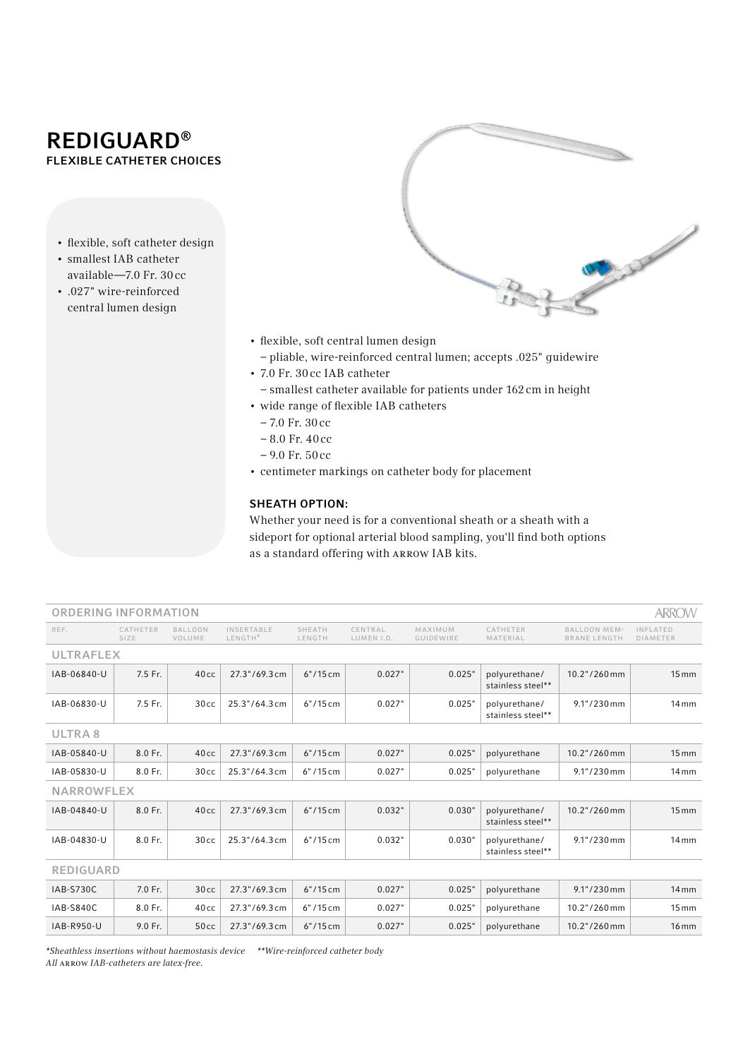# REDIGUARD®

## FLEXIBLE CATHETER CHOICES

- flexible, soft catheter design
- smallest IAB catheter available—7.0 Fr. 30 cc
- .027" wire-reinforced central lumen design

- flexible, soft central lumen design
  – pliable, wire-reinforced central lumen; accepts .025" guidewire
- 7.0 Fr. 30 cc IAB catheter
  – smallest catheter available for patients under 162 cm in height
- wide range of flexible IAB catheters
  – 7.0 Fr. 30 cc
  – 8.0 Fr. 40 cc
  – 9.0 Fr. 50 cc
- centimeter markings on catheter body for placement

### SHEATH OPTION:

Whether your need is for a conventional sheath or a sheath with a sideport for optional arterial blood sampling, you'll find both options as a standard offering with ARROW IAB kits.

## ORDERING INFORMATION

ARROW

| REF. | CATHETER SIZE | BALLOON VOLUME | INSERTABLE LENGTH* | SHEATH LENGTH | CENTRAL LUMEN I.D. | MAXIMUM GUIDEWIRE | CATHETER MATERIAL | BALLOON MEMBRANE LENGTH | INFLATED DIAMETER |
|---|---|---|---|---|---|---|---|---|---|
| **ULTRAFLEX** | | | | | | | | | |
| IAB-06840-U | 7.5 Fr. | 40 cc | 27.3"/69.3 cm | 6"/15 cm | 0.027" | 0.025" | polyurethane/ stainless steel** | 10.2"/260 mm | 15 mm |
| IAB-06830-U | 7.5 Fr. | 30 cc | 25.3"/64.3 cm | 6"/15 cm | 0.027" | 0.025" | polyurethane/ stainless steel** | 9.1"/230 mm | 14 mm |
| **ULTRA 8** | | | | | | | | | |
| IAB-05840-U | 8.0 Fr. | 40 cc | 27.3"/69.3 cm | 6"/15 cm | 0.027" | 0.025" | polyurethane | 10.2"/260 mm | 15 mm |
| IAB-05830-U | 8.0 Fr. | 30 cc | 25.3"/64.3 cm | 6"/15 cm | 0.027" | 0.025" | polyurethane | 9.1"/230 mm | 14 mm |
| **NARROWFLEX** | | | | | | | | | |
| IAB-04840-U | 8.0 Fr. | 40 cc | 27.3"/69.3 cm | 6"/15 cm | 0.032" | 0.030" | polyurethane/ stainless steel** | 10.2"/260 mm | 15 mm |
| IAB-04830-U | 8.0 Fr. | 30 cc | 25.3"/64.3 cm | 6"/15 cm | 0.032" | 0.030" | polyurethane/ stainless steel** | 9.1"/230 mm | 14 mm |
| **REDIGUARD** | | | | | | | | | |
| IAB-S730C | 7.0 Fr. | 30 cc | 27.3"/69.3 cm | 6"/15 cm | 0.027" | 0.025" | polyurethane | 9.1"/230 mm | 14 mm |
| IAB-S840C | 8.0 Fr. | 40 cc | 27.3"/69.3 cm | 6"/15 cm | 0.027" | 0.025" | polyurethane | 10.2"/260 mm | 15 mm |
| IAB-R950-U | 9.0 Fr. | 50 cc | 27.3"/69.3 cm | 6"/15 cm | 0.027" | 0.025" | polyurethane | 10.2"/260 mm | 16 mm |

*\*Sheathless insertions without haemostasis device* *\*\*Wire-reinforced catheter body*
*All ARROW IAB-catheters are latex-free.*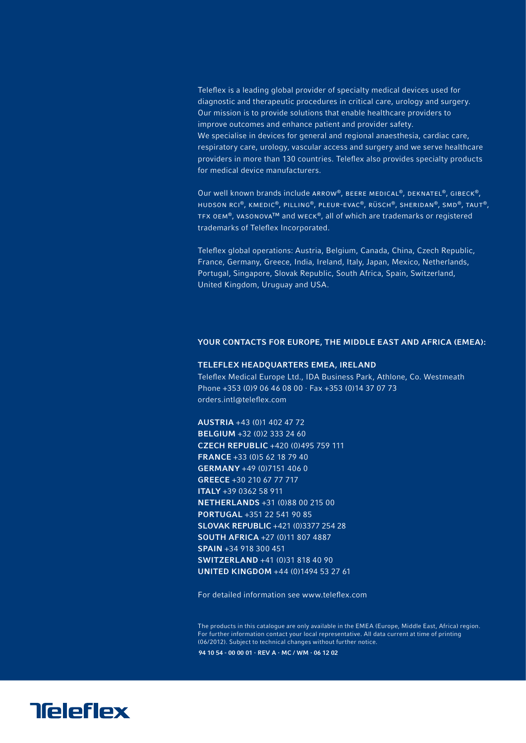Teleflex is a leading global provider of specialty medical devices used for diagnostic and therapeutic procedures in critical care, urology and surgery. Our mission is to provide solutions that enable healthcare providers to improve outcomes and enhance patient and provider safety.
We specialise in devices for general and regional anaesthesia, cardiac care, respiratory care, urology, vascular access and surgery and we serve healthcare providers in more than 130 countries. Teleflex also provides specialty products for medical device manufacturers.

Our well known brands include ARROW®, BEERE MEDICAL®, DEKNATEL®, GIBECK®, HUDSON RCI®, KMEDIC®, PILLING®, PLEUR-EVAC®, RÜSCH®, SHERIDAN®, SMD®, TAUT®, TFX OEM®, VASONOVA™ and WECK®, all of which are trademarks or registered trademarks of Teleflex Incorporated.

Teleflex global operations: Austria, Belgium, Canada, China, Czech Republic, France, Germany, Greece, India, Ireland, Italy, Japan, Mexico, Netherlands, Portugal, Singapore, Slovak Republic, South Africa, Spain, Switzerland, United Kingdom, Uruguay and USA.

## YOUR CONTACTS FOR EUROPE, THE MIDDLE EAST AND AFRICA (EMEA):

### TELEFLEX HEADQUARTERS EMEA, IRELAND

Teleflex Medical Europe Ltd., IDA Business Park, Athlone, Co. Westmeath
Phone +353 (0)9 06 46 08 00 · Fax +353 (0)14 37 07 73
orders.intl@teleflex.com

**AUSTRIA** +43 (0)1 402 47 72
**BELGIUM** +32 (0)2 333 24 60
**CZECH REPUBLIC** +420 (0)495 759 111
**FRANCE** +33 (0)5 62 18 79 40
**GERMANY** +49 (0)7151 406 0
**GREECE** +30 210 67 77 717
**ITALY** +39 0362 58 911
**NETHERLANDS** +31 (0)88 00 215 00
**PORTUGAL** +351 22 541 90 85
**SLOVAK REPUBLIC** +421 (0)3377 254 28
**SOUTH AFRICA** +27 (0)11 807 4887
**SPAIN** +34 918 300 451
**SWITZERLAND** +41 (0)31 818 40 90
**UNITED KINGDOM** +44 (0)1494 53 27 61

For detailed information see www.teleflex.com

The products in this catalogue are only available in the EMEA (Europe, Middle East, Africa) region. For further information contact your local representative. All data current at time of printing (06/2012). Subject to technical changes without further notice.

**94 10 54 - 00 00 01 · REV A · MC / WM · 06 12 02**

Teleflex